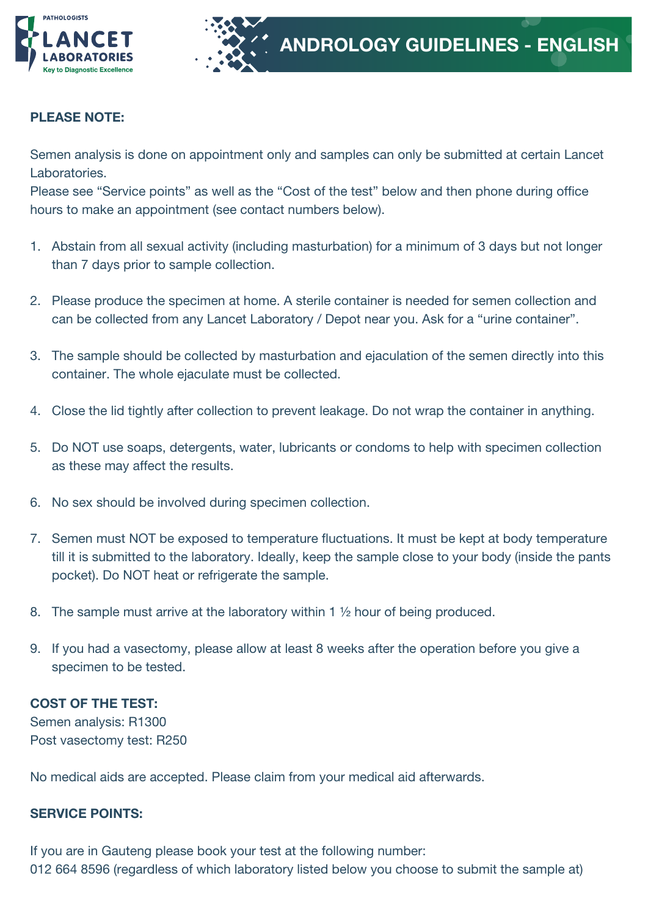PATHOLOGISTS

**LANCET LABORATORIES**

Key to Diagnostic Excellence

# ANDROLOGY GUIDELINES - ENGLISH

**PLEASE NOTE:**

Semen analysis is done on appointment only and samples can only be submitted at certain Lancet Laboratories.
Please see "Service points" as well as the "Cost of the test" below and then phone during office hours to make an appointment (see contact numbers below).

1. Abstain from all sexual activity (including masturbation) for a minimum of 3 days but not longer than 7 days prior to sample collection.

2. Please produce the specimen at home. A sterile container is needed for semen collection and can be collected from any Lancet Laboratory / Depot near you. Ask for a "urine container".

3. The sample should be collected by masturbation and ejaculation of the semen directly into this container. The whole ejaculate must be collected.

4. Close the lid tightly after collection to prevent leakage. Do not wrap the container in anything.

5. Do NOT use soaps, detergents, water, lubricants or condoms to help with specimen collection as these may affect the results.

6. No sex should be involved during specimen collection.

7. Semen must NOT be exposed to temperature fluctuations. It must be kept at body temperature till it is submitted to the laboratory. Ideally, keep the sample close to your body (inside the pants pocket). Do NOT heat or refrigerate the sample.

8. The sample must arrive at the laboratory within 1 ½ hour of being produced.

9. If you had a vasectomy, please allow at least 8 weeks after the operation before you give a specimen to be tested.

**COST OF THE TEST:**
Semen analysis: R1300
Post vasectomy test: R250

No medical aids are accepted. Please claim from your medical aid afterwards.

**SERVICE POINTS:**

If you are in Gauteng please book your test at the following number:
012 664 8596 (regardless of which laboratory listed below you choose to submit the sample at)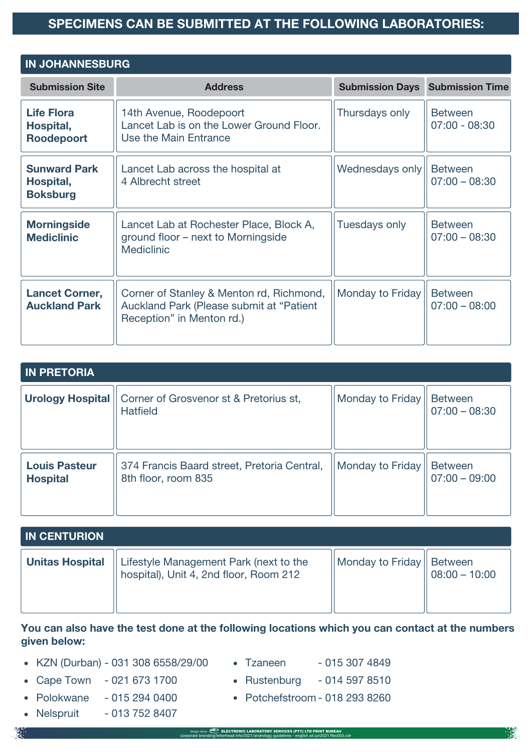# SPECIMENS CAN BE SUBMITTED AT THE FOLLOWING LABORATORIES:

## IN JOHANNESBURG

| Submission Site | Address | Submission Days | Submission Time |
|---|---|---|---|
| **Life Flora Hospital, Roodepoort** | 14th Avenue, Roodepoort Lancet Lab is on the Lower Ground Floor. Use the Main Entrance | Thursdays only | Between 07:00 - 08:30 |
| **Sunward Park Hospital, Boksburg** | Lancet Lab across the hospital at 4 Albrecht street | Wednesdays only | Between 07:00 – 08:30 |
| **Morningside Mediclinic** | Lancet Lab at Rochester Place, Block A, ground floor – next to Morningside Mediclinic | Tuesdays only | Between 07:00 – 08:30 |
| **Lancet Corner, Auckland Park** | Corner of Stanley & Menton rd, Richmond, Auckland Park (Please submit at “Patient Reception” in Menton rd.) | Monday to Friday | Between 07:00 – 08:00 |

## IN PRETORIA

| | | | |
|---|---|---|---|
| **Urology Hospital** | Corner of Grosvenor st & Pretorius st, Hatfield | Monday to Friday | Between 07:00 – 08:30 |
| **Louis Pasteur Hospital** | 374 Francis Baard street, Pretoria Central, 8th floor, room 835 | Monday to Friday | Between 07:00 – 09:00 |

## IN CENTURION

| | | | |
|---|---|---|---|
| **Unitas Hospital** | Lifestyle Management Park (next to the hospital), Unit 4, 2nd floor, Room 212 | Monday to Friday | Between 08:00 – 10:00 |

**You can also have the test done at the following locations which you can contact at the numbers given below:**

- KZN (Durban) - 031 308 6558/29/00
- Cape Town - 021 673 1700
- Polokwane - 015 294 0400
- Nelspruit - 013 752 8407
- Tzaneen - 015 307 4849
- Rustenburg - 014 597 8510
- Potchefstroom - 018 293 8260